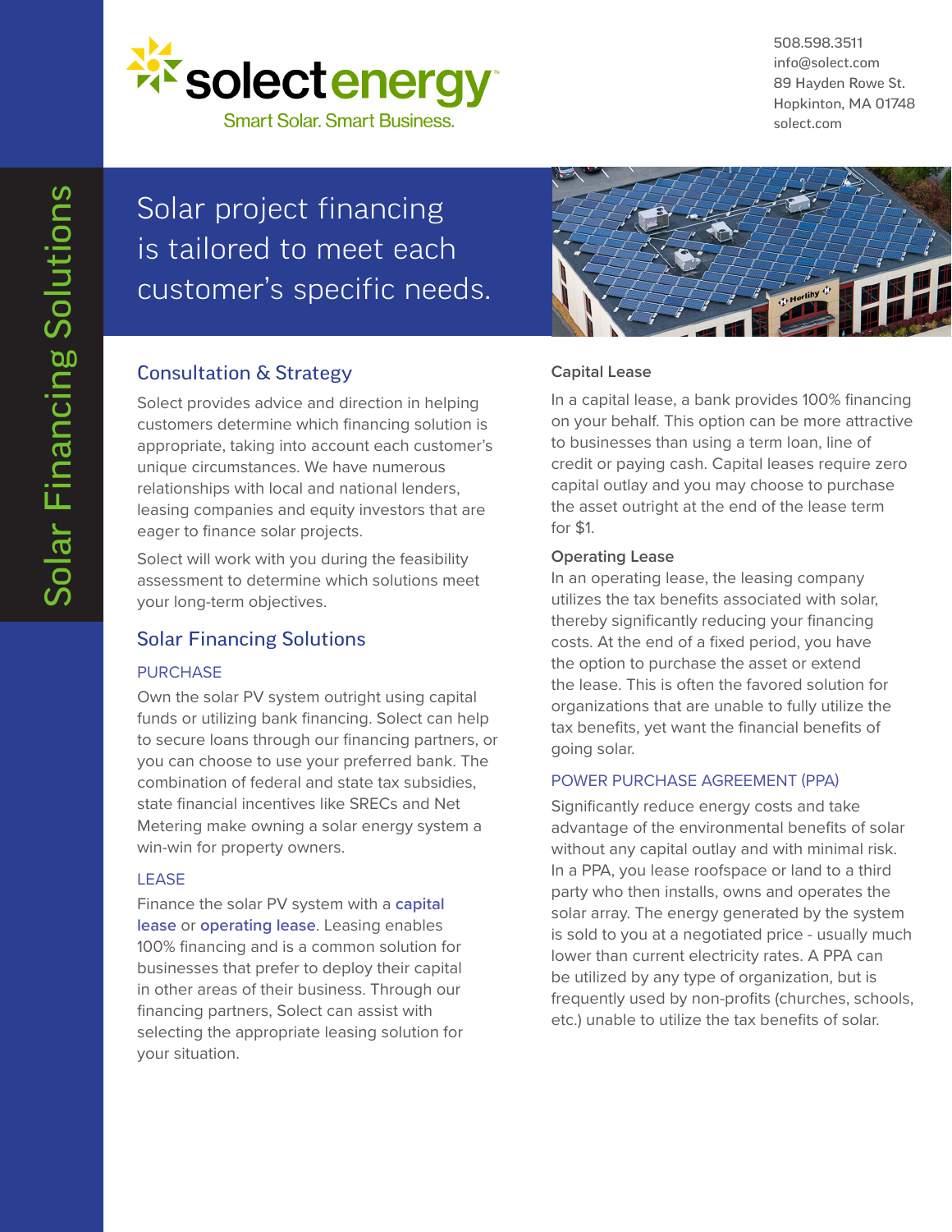solectenergy

Smart Solar. Smart Business.

508.598.3511
info@solect.com
89 Hayden Rowe St.
Hopkinton, MA 01748
solect.com

# Solar Financing Solutions

## Solar project financing is tailored to meet each customer's specific needs.

## Consultation & Strategy

Solect provides advice and direction in helping customers determine which financing solution is appropriate, taking into account each customer's unique circumstances. We have numerous relationships with local and national lenders, leasing companies and equity investors that are eager to finance solar projects.

Solect will work with you during the feasibility assessment to determine which solutions meet your long-term objectives.

## Solar Financing Solutions

### PURCHASE

Own the solar PV system outright using capital funds or utilizing bank financing. Solect can help to secure loans through our financing partners, or you can choose to use your preferred bank. The combination of federal and state tax subsidies, state financial incentives like SRECs and Net Metering make owning a solar energy system a win-win for property owners.

### LEASE

Finance the solar PV system with a **capital lease** or **operating lease**. Leasing enables 100% financing and is a common solution for businesses that prefer to deploy their capital in other areas of their business. Through our financing partners, Solect can assist with selecting the appropriate leasing solution for your situation.

#### Capital Lease

In a capital lease, a bank provides 100% financing on your behalf. This option can be more attractive to businesses than using a term loan, line of credit or paying cash. Capital leases require zero capital outlay and you may choose to purchase the asset outright at the end of the lease term for $1.

#### Operating Lease

In an operating lease, the leasing company utilizes the tax benefits associated with solar, thereby significantly reducing your financing costs. At the end of a fixed period, you have the option to purchase the asset or extend the lease. This is often the favored solution for organizations that are unable to fully utilize the tax benefits, yet want the financial benefits of going solar.

### POWER PURCHASE AGREEMENT (PPA)

Significantly reduce energy costs and take advantage of the environmental benefits of solar without any capital outlay and with minimal risk. In a PPA, you lease roofspace or land to a third party who then installs, owns and operates the solar array. The energy generated by the system is sold to you at a negotiated price - usually much lower than current electricity rates. A PPA can be utilized by any type of organization, but is frequently used by non-profits (churches, schools, etc.) unable to utilize the tax benefits of solar.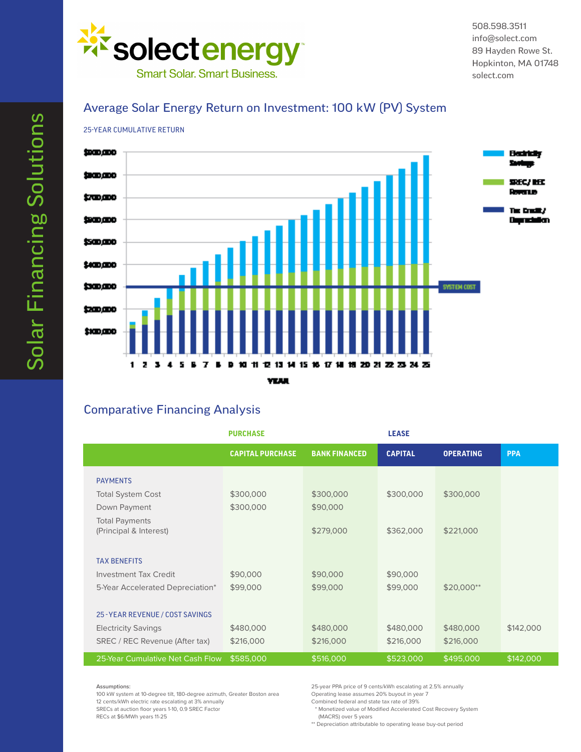Solar Financing Solutions

solectenergy
Smart Solar. Smart Business.

508.598.3511
info@solect.com
89 Hayden Rowe St.
Hopkinton, MA 01748
solect.com

## Average Solar Energy Return on Investment: 100 kW (PV) System

25-YEAR CUMULATIVE RETURN

$900,000
$800,000
$700,000
$600,000
$500,000
$400,000
$300,000
$200,000
$100,000

1 2 3 4 5 6 7 8 9 10 11 12 13 14 15 16 17 18 19 20 21 22 23 24 25

YEAR

SYSTEM COST

Electricity Savings
SREC/REC Revenue
Tax Credit/ Depreciation

## Comparative Financing Analysis

| | PURCHASE | | LEASE | | |
|---|---|---|---|---|---|
| | CAPITAL PURCHASE | BANK FINANCED | CAPITAL | OPERATING | PPA |
| **PAYMENTS** | | | | | |
| Total System Cost | $300,000 | $300,000 | $300,000 | $300,000 | |
| Down Payment | $300,000 | $90,000 | | | |
| Total Payments (Principal & Interest) | | $279,000 | $362,000 | $221,000 | |
| **TAX BENEFITS** | | | | | |
| Investment Tax Credit | $90,000 | $90,000 | $90,000 | | |
| 5-Year Accelerated Depreciation* | $99,000 | $99,000 | $99,000 | $20,000** | |
| **25-YEAR REVENUE / COST SAVINGS** | | | | | |
| Electricity Savings | $480,000 | $480,000 | $480,000 | $480,000 | $142,000 |
| SREC / REC Revenue (After tax) | $216,000 | $216,000 | $216,000 | $216,000 | |
| 25-Year Cumulative Net Cash Flow | $585,000 | $516,000 | $523,000 | $495,000 | $142,000 |

**Assumptions:**
100 kW system at 10-degree tilt, 180-degree azimuth, Greater Boston area
12 cents/kWh electric rate escalating at 3% annually
SRECs at auction floor years 1-10, 0.9 SREC Factor
RECs at $6/MWh years 11-25

25-year PPA price of 9 cents/kWh escalating at 2.5% annually
Operating lease assumes 20% buyout in year 7
Combined federal and state tax rate of 39%
\* Monetized value of Modified Accelerated Cost Recovery System (MACRS) over 5 years
\** Depreciation attributable to operating lease buy-out period